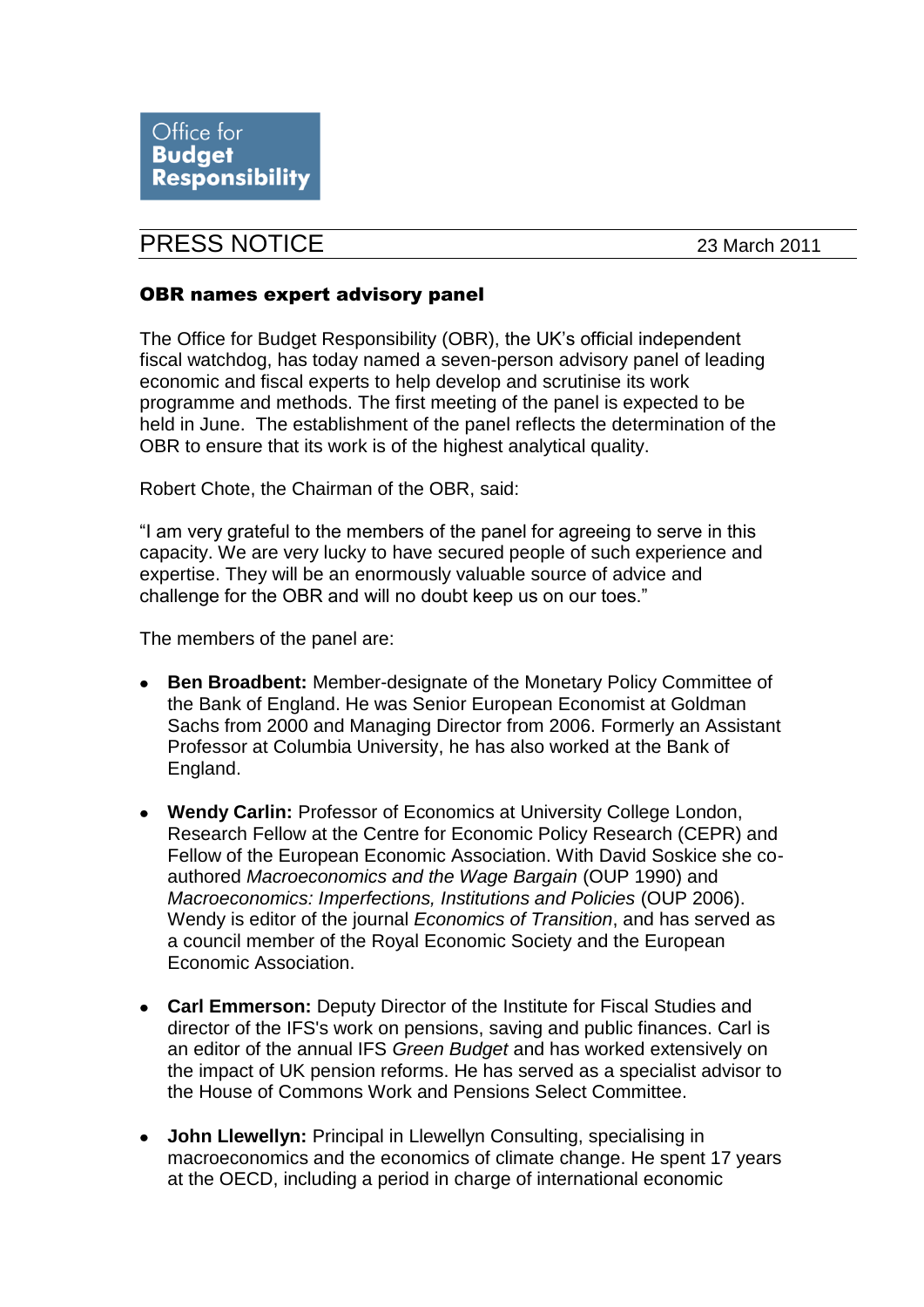Office for **Budget Responsibility**

# PRESS NOTICE

23 March 2011

## OBR names expert advisory panel

The Office for Budget Responsibility (OBR), the UK's official independent fiscal watchdog, has today named a seven-person advisory panel of leading economic and fiscal experts to help develop and scrutinise its work programme and methods. The first meeting of the panel is expected to be held in June. The establishment of the panel reflects the determination of the OBR to ensure that its work is of the highest analytical quality.

Robert Chote, the Chairman of the OBR, said:

"I am very grateful to the members of the panel for agreeing to serve in this capacity. We are very lucky to have secured people of such experience and expertise. They will be an enormously valuable source of advice and challenge for the OBR and will no doubt keep us on our toes."

The members of the panel are:

- **Ben Broadbent:** Member-designate of the Monetary Policy Committee of the Bank of England. He was Senior European Economist at Goldman Sachs from 2000 and Managing Director from 2006. Formerly an Assistant Professor at Columbia University, he has also worked at the Bank of England.

- **Wendy Carlin:** Professor of Economics at University College London, Research Fellow at the Centre for Economic Policy Research (CEPR) and Fellow of the European Economic Association. With David Soskice she co-authored *Macroeconomics and the Wage Bargain* (OUP 1990) and *Macroeconomics: Imperfections, Institutions and Policies* (OUP 2006). Wendy is editor of the journal *Economics of Transition*, and has served as a council member of the Royal Economic Society and the European Economic Association.

- **Carl Emmerson:** Deputy Director of the Institute for Fiscal Studies and director of the IFS's work on pensions, saving and public finances. Carl is an editor of the annual IFS *Green Budget* and has worked extensively on the impact of UK pension reforms. He has served as a specialist advisor to the House of Commons Work and Pensions Select Committee.

- **John Llewellyn:** Principal in Llewellyn Consulting, specialising in macroeconomics and the economics of climate change. He spent 17 years at the OECD, including a period in charge of international economic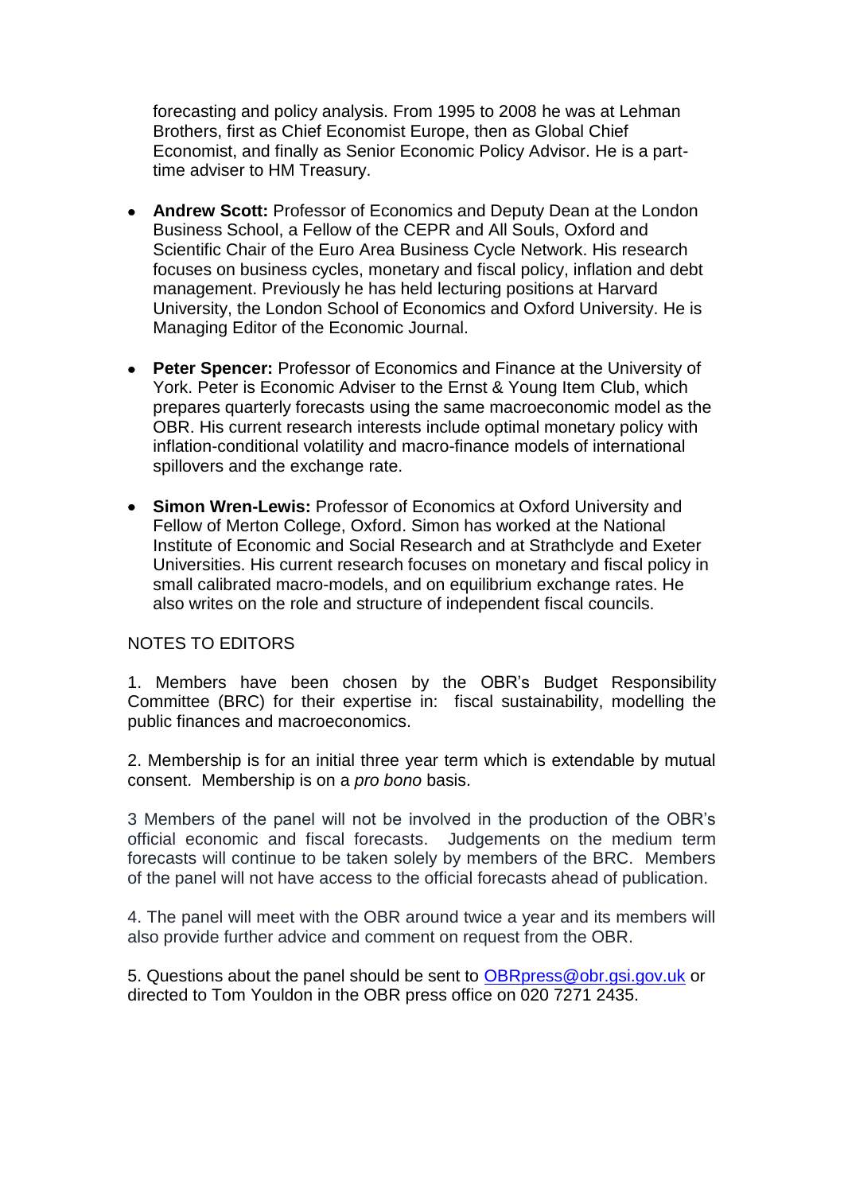forecasting and policy analysis. From 1995 to 2008 he was at Lehman Brothers, first as Chief Economist Europe, then as Global Chief Economist, and finally as Senior Economic Policy Advisor. He is a part-time adviser to HM Treasury.

- **Andrew Scott:** Professor of Economics and Deputy Dean at the London Business School, a Fellow of the CEPR and All Souls, Oxford and Scientific Chair of the Euro Area Business Cycle Network. His research focuses on business cycles, monetary and fiscal policy, inflation and debt management. Previously he has held lecturing positions at Harvard University, the London School of Economics and Oxford University. He is Managing Editor of the Economic Journal.

- **Peter Spencer:** Professor of Economics and Finance at the University of York. Peter is Economic Adviser to the Ernst & Young Item Club, which prepares quarterly forecasts using the same macroeconomic model as the OBR. His current research interests include optimal monetary policy with inflation-conditional volatility and macro-finance models of international spillovers and the exchange rate.

- **Simon Wren-Lewis:** Professor of Economics at Oxford University and Fellow of Merton College, Oxford. Simon has worked at the National Institute of Economic and Social Research and at Strathclyde and Exeter Universities. His current research focuses on monetary and fiscal policy in small calibrated macro-models, and on equilibrium exchange rates. He also writes on the role and structure of independent fiscal councils.

NOTES TO EDITORS

1. Members have been chosen by the OBR's Budget Responsibility Committee (BRC) for their expertise in: fiscal sustainability, modelling the public finances and macroeconomics.

2. Membership is for an initial three year term which is extendable by mutual consent. Membership is on a *pro bono* basis.

3 Members of the panel will not be involved in the production of the OBR's official economic and fiscal forecasts. Judgements on the medium term forecasts will continue to be taken solely by members of the BRC. Members of the panel will not have access to the official forecasts ahead of publication.

4. The panel will meet with the OBR around twice a year and its members will also provide further advice and comment on request from the OBR.

5. Questions about the panel should be sent to OBRpress@obr.gsi.gov.uk or directed to Tom Youldon in the OBR press office on 020 7271 2435.